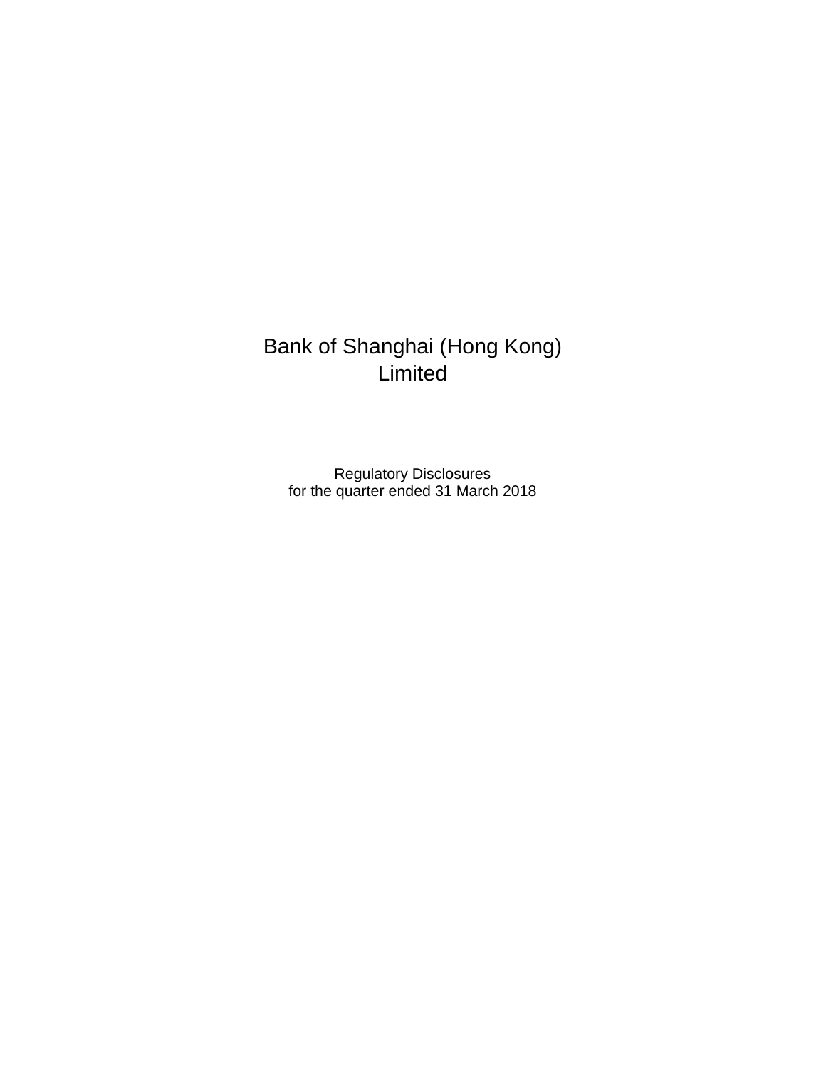# Bank of Shanghai (Hong Kong) Limited

Regulatory Disclosures
for the quarter ended 31 March 2018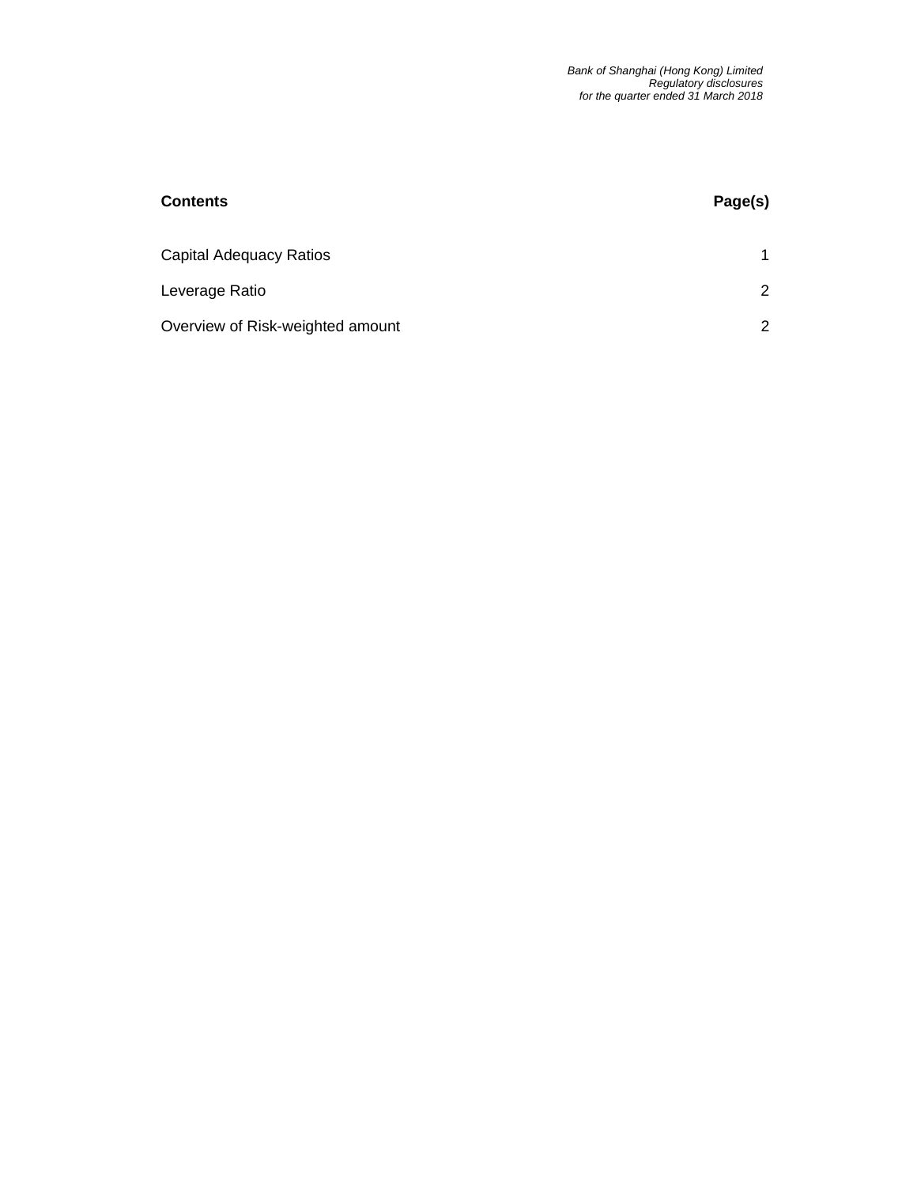| Contents | Page(s) |
| --- | --- |
| Capital Adequacy Ratios | 1 |
| Leverage Ratio | 2 |
| Overview of Risk-weighted amount | 2 |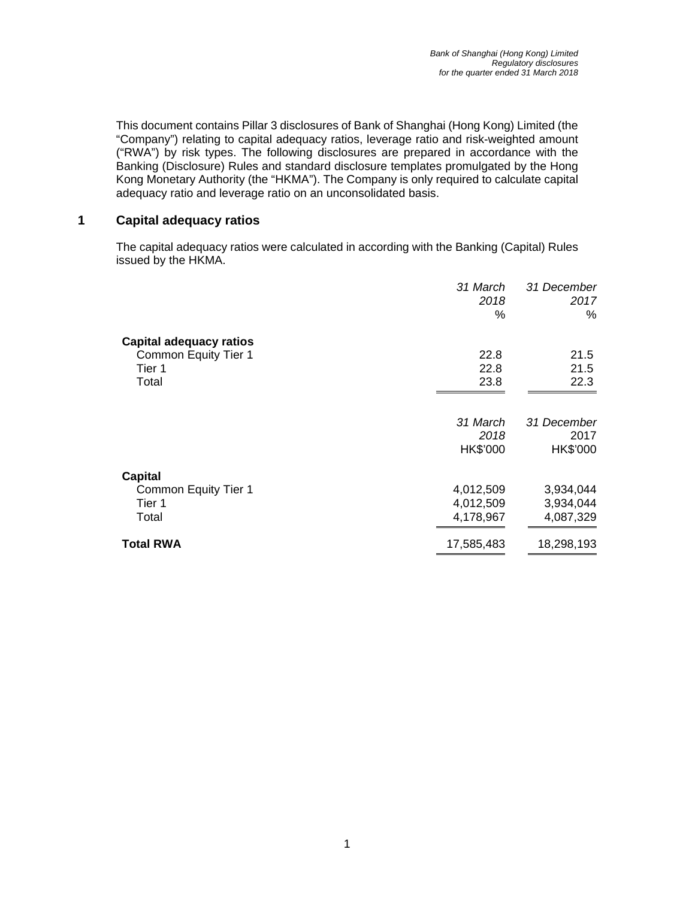This document contains Pillar 3 disclosures of Bank of Shanghai (Hong Kong) Limited (the "Company") relating to capital adequacy ratios, leverage ratio and risk-weighted amount ("RWA") by risk types. The following disclosures are prepared in accordance with the Banking (Disclosure) Rules and standard disclosure templates promulgated by the Hong Kong Monetary Authority (the "HKMA"). The Company is only required to calculate capital adequacy ratio and leverage ratio on an unconsolidated basis.

## 1 Capital adequacy ratios

The capital adequacy ratios were calculated in according with the Banking (Capital) Rules issued by the HKMA.

| | *31 March 2018* % | *31 December 2017* % |
|---|---|---|
| **Capital adequacy ratios** | | |
| Common Equity Tier 1 | 22.8 | 21.5 |
| Tier 1 | 22.8 | 21.5 |
| Total | 23.8 | 22.3 |

| | *31 March 2018* HK$'000 | *31 December* 2017 HK$'000 |
|---|---|---|
| **Capital** | | |
| Common Equity Tier 1 | 4,012,509 | 3,934,044 |
| Tier 1 | 4,012,509 | 3,934,044 |
| Total | 4,178,967 | 4,087,329 |
| **Total RWA** | 17,585,483 | 18,298,193 |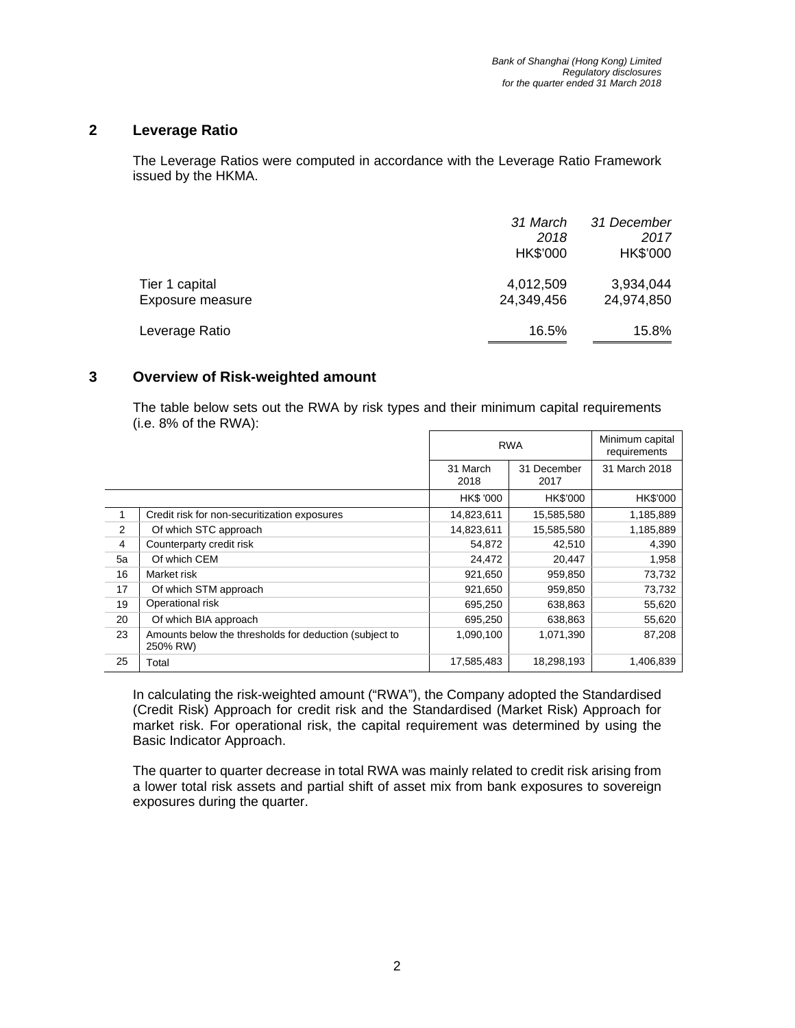## 2 Leverage Ratio

The Leverage Ratios were computed in accordance with the Leverage Ratio Framework issued by the HKMA.

| | *31 March 2018* | *31 December 2017* |
|---|---|---|
| | HK$'000 | HK$'000 |
| Tier 1 capital | 4,012,509 | 3,934,044 |
| Exposure measure | 24,349,456 | 24,974,850 |
| Leverage Ratio | 16.5% | 15.8% |

## 3 Overview of Risk-weighted amount

The table below sets out the RWA by risk types and their minimum capital requirements (i.e. 8% of the RWA):

| | | RWA | | Minimum capital requirements |
|---|---|---|---|---|
| | | 31 March 2018 | 31 December 2017 | 31 March 2018 |
| | | HK$ '000 | HK$'000 | HK$'000 |
| 1 | Credit risk for non-securitization exposures | 14,823,611 | 15,585,580 | 1,185,889 |
| 2 | Of which STC approach | 14,823,611 | 15,585,580 | 1,185,889 |
| 4 | Counterparty credit risk | 54,872 | 42,510 | 4,390 |
| 5a | Of which CEM | 24,472 | 20,447 | 1,958 |
| 16 | Market risk | 921,650 | 959,850 | 73,732 |
| 17 | Of which STM approach | 921,650 | 959,850 | 73,732 |
| 19 | Operational risk | 695,250 | 638,863 | 55,620 |
| 20 | Of which BIA approach | 695,250 | 638,863 | 55,620 |
| 23 | Amounts below the thresholds for deduction (subject to 250% RW) | 1,090,100 | 1,071,390 | 87,208 |
| 25 | Total | 17,585,483 | 18,298,193 | 1,406,839 |

In calculating the risk-weighted amount ("RWA"), the Company adopted the Standardised (Credit Risk) Approach for credit risk and the Standardised (Market Risk) Approach for market risk. For operational risk, the capital requirement was determined by using the Basic Indicator Approach.

The quarter to quarter decrease in total RWA was mainly related to credit risk arising from a lower total risk assets and partial shift of asset mix from bank exposures to sovereign exposures during the quarter.